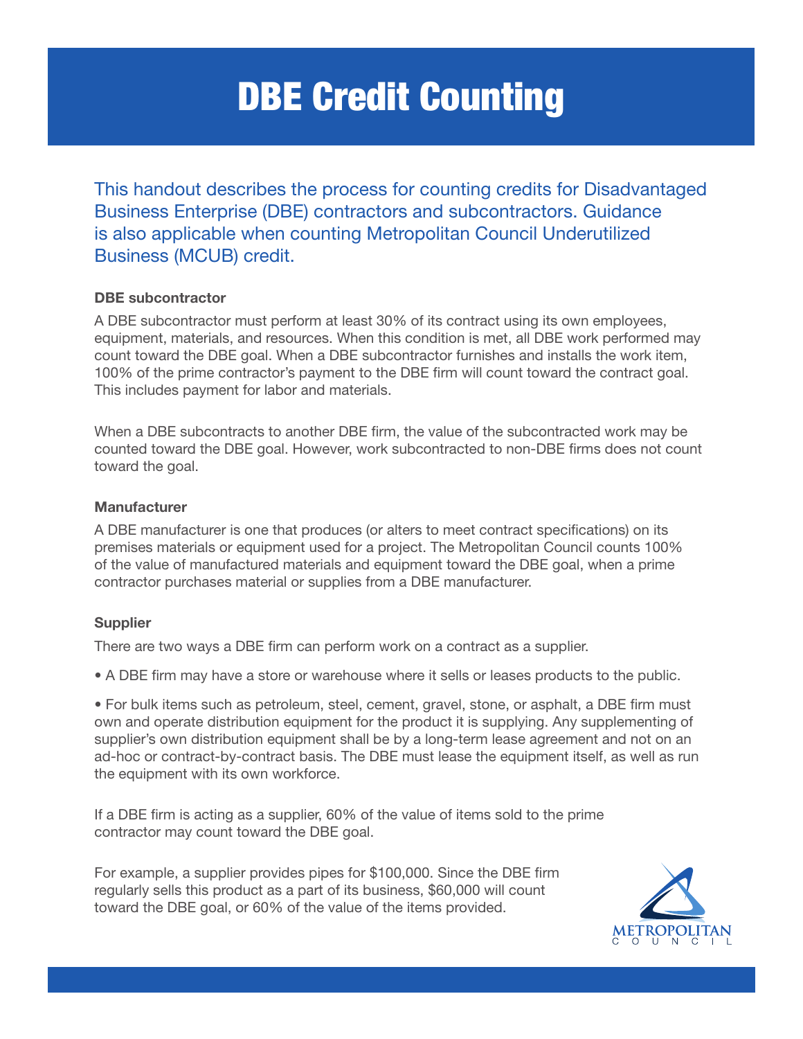# DBE Credit Counting

This handout describes the process for counting credits for Disadvantaged Business Enterprise (DBE) contractors and subcontractors. Guidance is also applicable when counting Metropolitan Council Underutilized Business (MCUB) credit.

### DBE subcontractor

A DBE subcontractor must perform at least 30% of its contract using its own employees, equipment, materials, and resources. When this condition is met, all DBE work performed may count toward the DBE goal. When a DBE subcontractor furnishes and installs the work item, 100% of the prime contractor's payment to the DBE firm will count toward the contract goal. This includes payment for labor and materials.

When a DBE subcontracts to another DBE firm, the value of the subcontracted work may be counted toward the DBE goal. However, work subcontracted to non-DBE firms does not count toward the goal.

### Manufacturer

A DBE manufacturer is one that produces (or alters to meet contract specifications) on its premises materials or equipment used for a project. The Metropolitan Council counts 100% of the value of manufactured materials and equipment toward the DBE goal, when a prime contractor purchases material or supplies from a DBE manufacturer.

### Supplier

There are two ways a DBE firm can perform work on a contract as a supplier.

- A DBE firm may have a store or warehouse where it sells or leases products to the public.
- For bulk items such as petroleum, steel, cement, gravel, stone, or asphalt, a DBE firm must own and operate distribution equipment for the product it is supplying. Any supplementing of supplier's own distribution equipment shall be by a long-term lease agreement and not on an ad-hoc or contract-by-contract basis. The DBE must lease the equipment itself, as well as run the equipment with its own workforce.

If a DBE firm is acting as a supplier, 60% of the value of items sold to the prime contractor may count toward the DBE goal.

For example, a supplier provides pipes for $100,000. Since the DBE firm regularly sells this product as a part of its business, $60,000 will count toward the DBE goal, or 60% of the value of the items provided.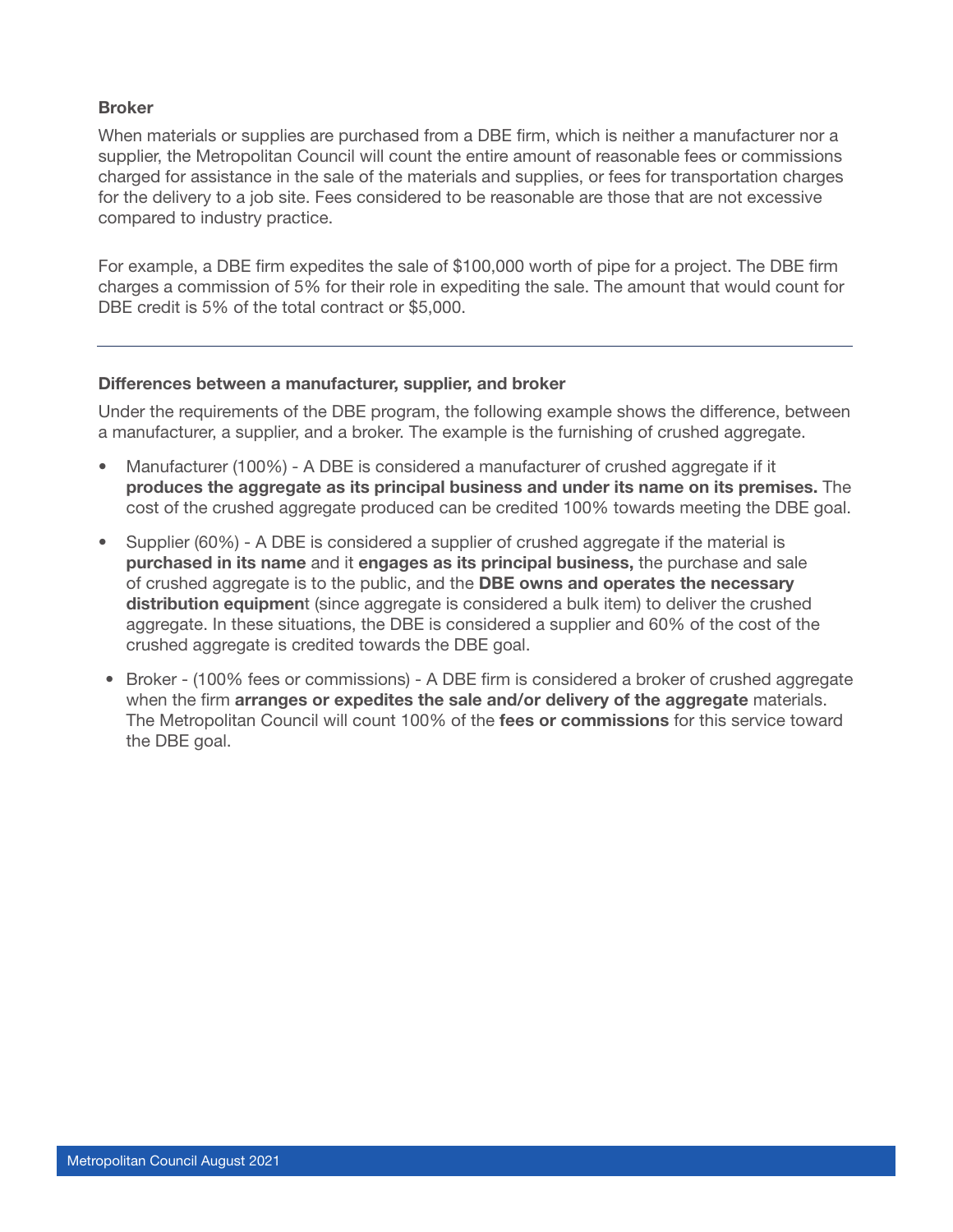**Broker**

When materials or supplies are purchased from a DBE firm, which is neither a manufacturer nor a supplier, the Metropolitan Council will count the entire amount of reasonable fees or commissions charged for assistance in the sale of the materials and supplies, or fees for transportation charges for the delivery to a job site. Fees considered to be reasonable are those that are not excessive compared to industry practice.

For example, a DBE firm expedites the sale of $100,000 worth of pipe for a project. The DBE firm charges a commission of 5% for their role in expediting the sale. The amount that would count for DBE credit is 5% of the total contract or $5,000.

---

**Differences between a manufacturer, supplier, and broker**

Under the requirements of the DBE program, the following example shows the difference, between a manufacturer, a supplier, and a broker. The example is the furnishing of crushed aggregate.

- Manufacturer (100%) - A DBE is considered a manufacturer of crushed aggregate if it **produces the aggregate as its principal business and under its name on its premises.** The cost of the crushed aggregate produced can be credited 100% towards meeting the DBE goal.
- Supplier (60%) - A DBE is considered a supplier of crushed aggregate if the material is **purchased in its name** and it **engages as its principal business,** the purchase and sale of crushed aggregate is to the public, and the **DBE owns and operates the necessary distribution equipmen**t (since aggregate is considered a bulk item) to deliver the crushed aggregate. In these situations, the DBE is considered a supplier and 60% of the cost of the crushed aggregate is credited towards the DBE goal.
- Broker - (100% fees or commissions) - A DBE firm is considered a broker of crushed aggregate when the firm **arranges or expedites the sale and/or delivery of the aggregate** materials. The Metropolitan Council will count 100% of the **fees or commissions** for this service toward the DBE goal.